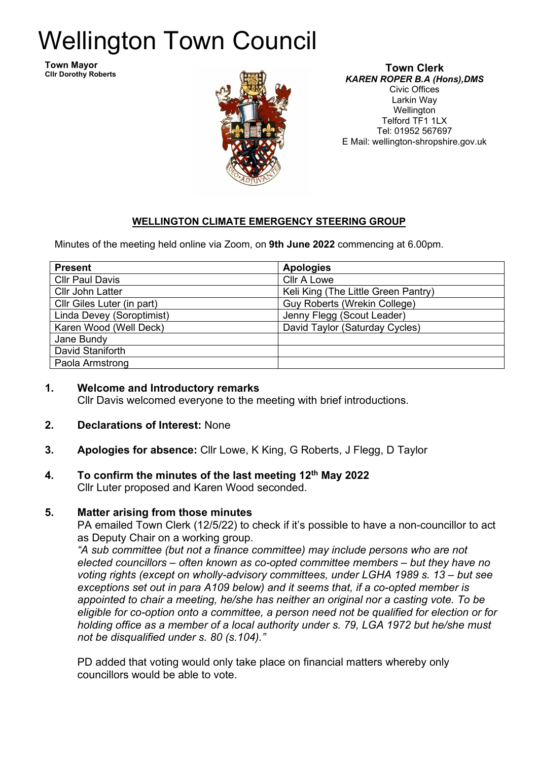# Wellington Town Council

**Town Mayor**
**Cllr Dorothy Roberts**

**Town Clerk**
***KAREN ROPER B.A (Hons),DMS***
Civic Offices
Larkin Way
Wellington
Telford TF1 1LX
Tel: 01952 567697
E Mail: wellington-shropshire.gov.uk

## WELLINGTON CLIMATE EMERGENCY STEERING GROUP

Minutes of the meeting held online via Zoom, on **9th June 2022** commencing at 6.00pm.

| Present | Apologies |
|---|---|
| Cllr Paul Davis | Cllr A Lowe |
| Cllr John Latter | Keli King (The Little Green Pantry) |
| Cllr Giles Luter (in part) | Guy Roberts (Wrekin College) |
| Linda Devey (Soroptimist) | Jenny Flegg (Scout Leader) |
| Karen Wood (Well Deck) | David Taylor (Saturday Cycles) |
| Jane Bundy | |
| David Staniforth | |
| Paola Armstrong | |

**1. Welcome and Introductory remarks**
Cllr Davis welcomed everyone to the meeting with brief introductions.

**2. Declarations of Interest:** None

**3. Apologies for absence:** Cllr Lowe, K King, G Roberts, J Flegg, D Taylor

**4. To confirm the minutes of the last meeting 12th May 2022**
Cllr Luter proposed and Karen Wood seconded.

**5. Matter arising from those minutes**
PA emailed Town Clerk (12/5/22) to check if it's possible to have a non-councillor to act as Deputy Chair on a working group.

*"A sub committee (but not a finance committee) may include persons who are not elected councillors – often known as co-opted committee members – but they have no voting rights (except on wholly-advisory committees, under LGHA 1989 s. 13 – but see exceptions set out in para A109 below) and it seems that, if a co-opted member is appointed to chair a meeting, he/she has neither an original nor a casting vote. To be eligible for co-option onto a committee, a person need not be qualified for election or for holding office as a member of a local authority under s. 79, LGA 1972 but he/she must not be disqualified under s. 80 (s.104)."*

PD added that voting would only take place on financial matters whereby only councillors would be able to vote.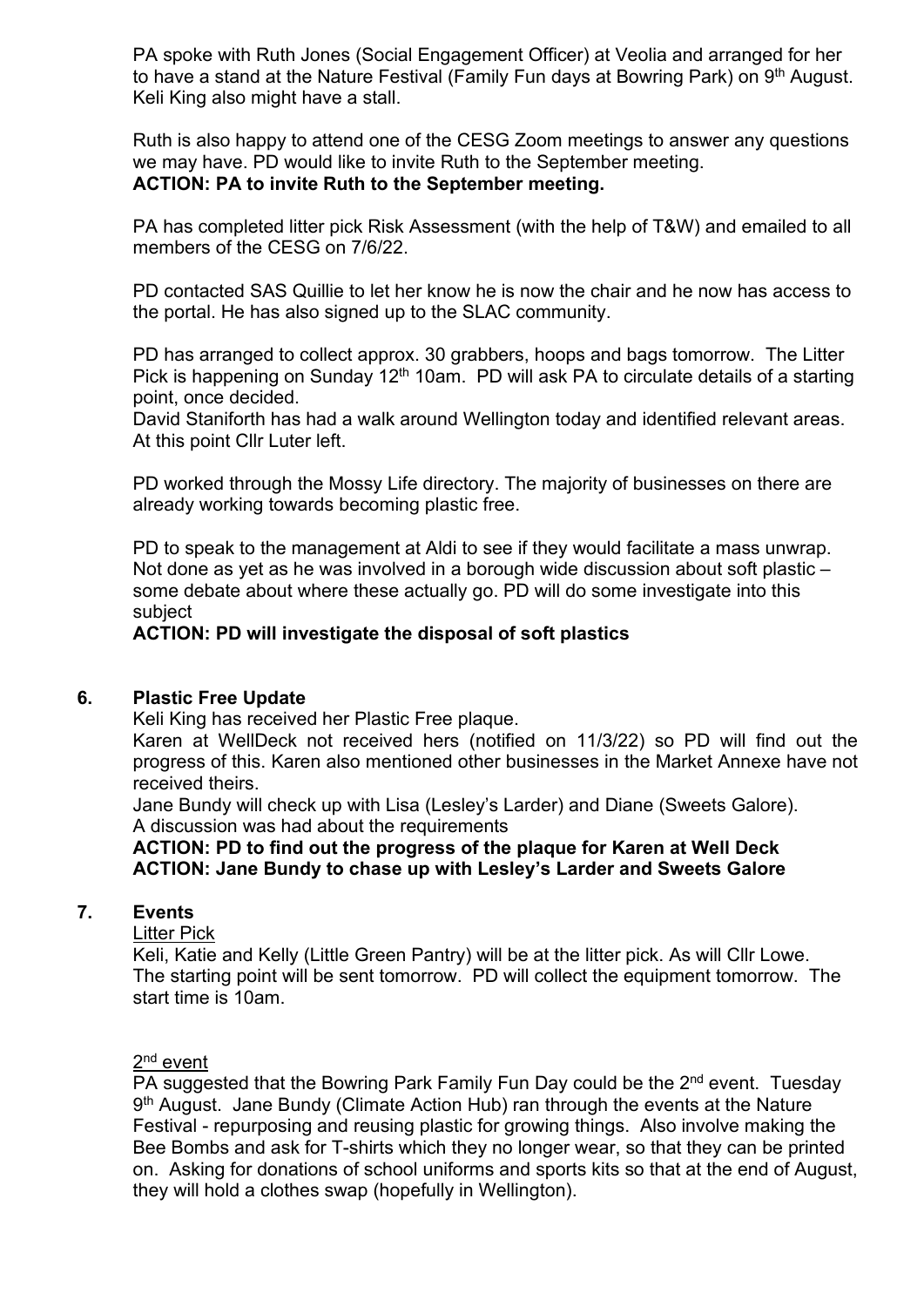PA spoke with Ruth Jones (Social Engagement Officer) at Veolia and arranged for her to have a stand at the Nature Festival (Family Fun days at Bowring Park) on 9th August. Keli King also might have a stall.

Ruth is also happy to attend one of the CESG Zoom meetings to answer any questions we may have. PD would like to invite Ruth to the September meeting.
**ACTION: PA to invite Ruth to the September meeting.**

PA has completed litter pick Risk Assessment (with the help of T&W) and emailed to all members of the CESG on 7/6/22.

PD contacted SAS Quillie to let her know he is now the chair and he now has access to the portal. He has also signed up to the SLAC community.

PD has arranged to collect approx. 30 grabbers, hoops and bags tomorrow. The Litter Pick is happening on Sunday 12th 10am. PD will ask PA to circulate details of a starting point, once decided.
David Staniforth has had a walk around Wellington today and identified relevant areas.
At this point Cllr Luter left.

PD worked through the Mossy Life directory. The majority of businesses on there are already working towards becoming plastic free.

PD to speak to the management at Aldi to see if they would facilitate a mass unwrap. Not done as yet as he was involved in a borough wide discussion about soft plastic – some debate about where these actually go. PD will do some investigate into this subject
**ACTION: PD will investigate the disposal of soft plastics**

## 6. Plastic Free Update

Keli King has received her Plastic Free plaque.
Karen at WellDeck not received hers (notified on 11/3/22) so PD will find out the progress of this. Karen also mentioned other businesses in the Market Annexe have not received theirs.
Jane Bundy will check up with Lisa (Lesley's Larder) and Diane (Sweets Galore).
A discussion was had about the requirements
**ACTION: PD to find out the progress of the plaque for Karen at Well Deck**
**ACTION: Jane Bundy to chase up with Lesley's Larder and Sweets Galore**

## 7. Events

Litter Pick

Keli, Katie and Kelly (Little Green Pantry) will be at the litter pick. As will Cllr Lowe. The starting point will be sent tomorrow. PD will collect the equipment tomorrow. The start time is 10am.

2nd event

PA suggested that the Bowring Park Family Fun Day could be the 2nd event. Tuesday 9th August. Jane Bundy (Climate Action Hub) ran through the events at the Nature Festival - repurposing and reusing plastic for growing things. Also involve making the Bee Bombs and ask for T-shirts which they no longer wear, so that they can be printed on. Asking for donations of school uniforms and sports kits so that at the end of August, they will hold a clothes swap (hopefully in Wellington).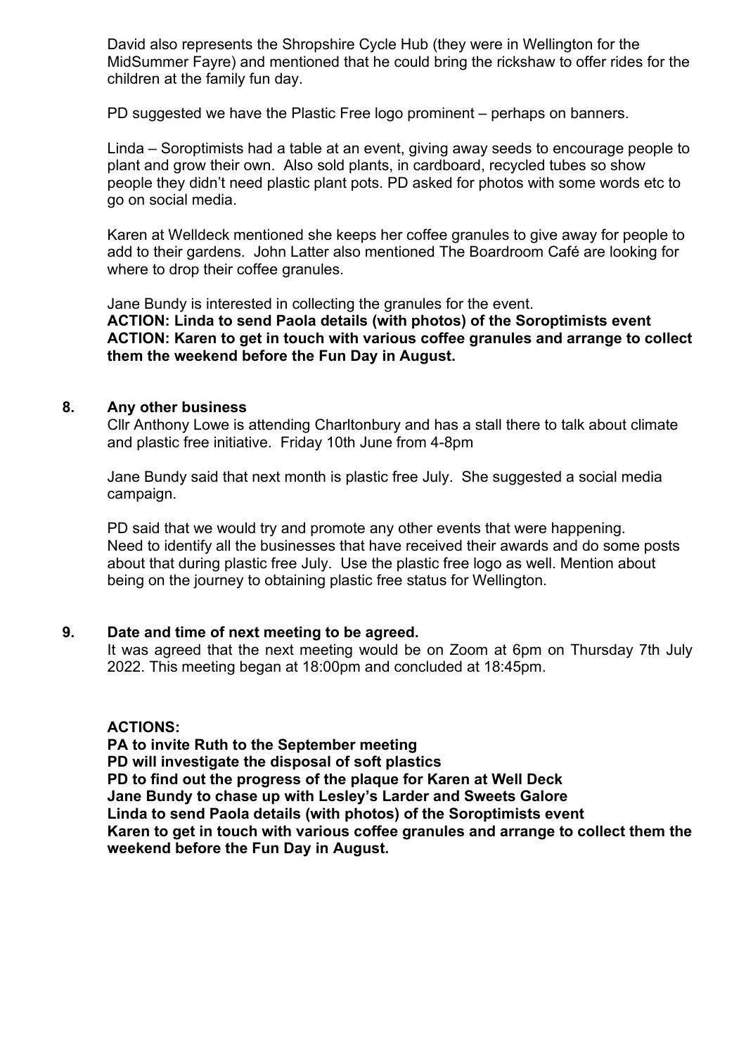David also represents the Shropshire Cycle Hub (they were in Wellington for the MidSummer Fayre) and mentioned that he could bring the rickshaw to offer rides for the children at the family fun day.

PD suggested we have the Plastic Free logo prominent – perhaps on banners.

Linda – Soroptimists had a table at an event, giving away seeds to encourage people to plant and grow their own. Also sold plants, in cardboard, recycled tubes so show people they didn't need plastic plant pots. PD asked for photos with some words etc to go on social media.

Karen at Welldeck mentioned she keeps her coffee granules to give away for people to add to their gardens. John Latter also mentioned The Boardroom Café are looking for where to drop their coffee granules.

Jane Bundy is interested in collecting the granules for the event.
**ACTION: Linda to send Paola details (with photos) of the Soroptimists event**
**ACTION: Karen to get in touch with various coffee granules and arrange to collect them the weekend before the Fun Day in August.**

## 8. Any other business

Cllr Anthony Lowe is attending Charltonbury and has a stall there to talk about climate and plastic free initiative. Friday 10th June from 4-8pm

Jane Bundy said that next month is plastic free July. She suggested a social media campaign.

PD said that we would try and promote any other events that were happening. Need to identify all the businesses that have received their awards and do some posts about that during plastic free July. Use the plastic free logo as well. Mention about being on the journey to obtaining plastic free status for Wellington.

## 9. Date and time of next meeting to be agreed.

It was agreed that the next meeting would be on Zoom at 6pm on Thursday 7th July 2022. This meeting began at 18:00pm and concluded at 18:45pm.

**ACTIONS:**
**PA to invite Ruth to the September meeting**
**PD will investigate the disposal of soft plastics**
**PD to find out the progress of the plaque for Karen at Well Deck**
**Jane Bundy to chase up with Lesley's Larder and Sweets Galore**
**Linda to send Paola details (with photos) of the Soroptimists event**
**Karen to get in touch with various coffee granules and arrange to collect them the weekend before the Fun Day in August.**